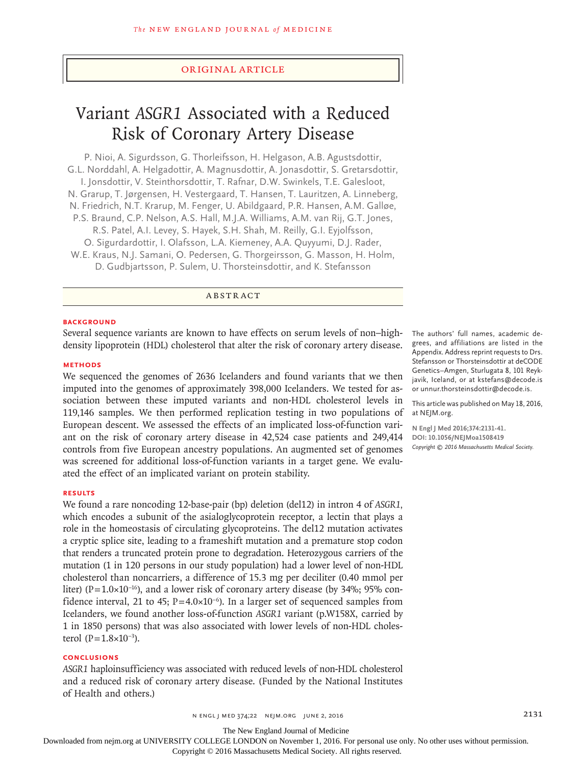Original Article

# Variant *ASGR1* Associated with a Reduced Risk of Coronary Artery Disease

P. Nioi, A. Sigurdsson, G. Thorleifsson, H. Helgason, A.B. Agustsdottir, G.L. Norddahl, A. Helgadottir, A. Magnusdottir, A. Jonasdottir, S. Gretarsdottir, I. Jonsdottir, V. Steinthorsdottir, T. Rafnar, D.W. Swinkels, T.E. Galesloot, N. Grarup, T. Jørgensen, H. Vestergaard, T. Hansen, T. Lauritzen, A. Linneberg, N. Friedrich, N.T. Krarup, M. Fenger, U. Abildgaard, P.R. Hansen, A.M. Galløe, P.S. Braund, C.P. Nelson, A.S. Hall, M.J.A. Williams, A.M. van Rij, G.T. Jones, R.S. Patel, A.I. Levey, S. Hayek, S.H. Shah, M. Reilly, G.I. Eyjolfsson, O. Sigurdardottir, I. Olafsson, L.A. Kiemeney, A.A. Quyyumi, D.J. Rader, W.E. Kraus, N.J. Samani, O. Pedersen, G. Thorgeirsson, G. Masson, H. Holm, D. Gudbjartsson, P. Sulem, U. Thorsteinsdottir, and K. Stefansson

## Abstract

### Background

Several sequence variants are known to have effects on serum levels of non–high-density lipoprotein (HDL) cholesterol that alter the risk of coronary artery disease.

### Methods

We sequenced the genomes of 2636 Icelanders and found variants that we then imputed into the genomes of approximately 398,000 Icelanders. We tested for association between these imputed variants and non-HDL cholesterol levels in 119,146 samples. We then performed replication testing in two populations of European descent. We assessed the effects of an implicated loss-of-function variant on the risk of coronary artery disease in 42,524 case patients and 249,414 controls from five European ancestry populations. An augmented set of genomes was screened for additional loss-of-function variants in a target gene. We evaluated the effect of an implicated variant on protein stability.

### Results

We found a rare noncoding 12-base-pair (bp) deletion (del12) in intron 4 of *ASGR1*, which encodes a subunit of the asialoglycoprotein receptor, a lectin that plays a role in the homeostasis of circulating glycoproteins. The del12 mutation activates a cryptic splice site, leading to a frameshift mutation and a premature stop codon that renders a truncated protein prone to degradation. Heterozygous carriers of the mutation (1 in 120 persons in our study population) had a lower level of non-HDL cholesterol than noncarriers, a difference of 15.3 mg per deciliter (0.40 mmol per liter) ($P=1.0\times10^{-16}$), and a lower risk of coronary artery disease (by 34%; 95% confidence interval, 21 to 45; $P=4.0\times10^{-6}$). In a larger set of sequenced samples from Icelanders, we found another loss-of-function *ASGR1* variant (p.W158X, carried by 1 in 1850 persons) that was also associated with lower levels of non-HDL cholesterol ($P=1.8\times10^{-3}$).

### Conclusions

*ASGR1* haploinsufficiency was associated with reduced levels of non-HDL cholesterol and a reduced risk of coronary artery disease. (Funded by the National Institutes of Health and others.)

The authors' full names, academic degrees, and affiliations are listed in the Appendix. Address reprint requests to Drs. Stefansson or Thorsteinsdottir at deCODE Genetics–Amgen, Sturlugata 8, 101 Reykjavik, Iceland, or at kstefans@decode.is or unnur.thorsteinsdottir@decode.is.

This article was published on May 18, 2016, at NEJM.org.

**N Engl J Med 2016;374:2131-41.**
**DOI: 10.1056/NEJMoa1508419**
*Copyright © 2016 Massachusetts Medical Society.*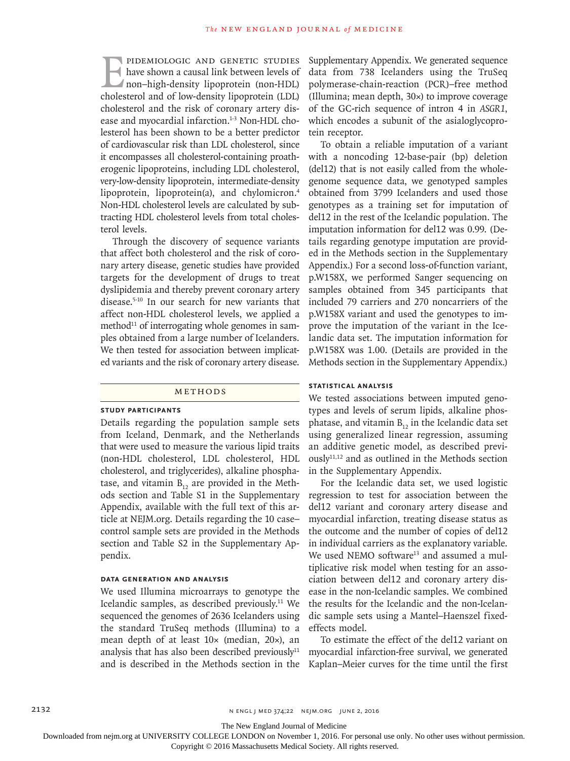Epidemiologic and genetic studies have shown a causal link between levels of non–high-density lipoprotein (non-HDL) cholesterol and of low-density lipoprotein (LDL) cholesterol and the risk of coronary artery disease and myocardial infarction.[1-3] Non-HDL cholesterol has been shown to be a better predictor of cardiovascular risk than LDL cholesterol, since it encompasses all cholesterol-containing proatherogenic lipoproteins, including LDL cholesterol, very-low-density lipoprotein, intermediate-density lipoprotein, lipoprotein(a), and chylomicron.[4] Non-HDL cholesterol levels are calculated by subtracting HDL cholesterol levels from total cholesterol levels.

Through the discovery of sequence variants that affect both cholesterol and the risk of coronary artery disease, genetic studies have provided targets for the development of drugs to treat dyslipidemia and thereby prevent coronary artery disease.[5-10] In our search for new variants that affect non-HDL cholesterol levels, we applied a method[11] of interrogating whole genomes in samples obtained from a large number of Icelanders. We then tested for association between implicated variants and the risk of coronary artery disease.

## Methods

### Study Participants

Details regarding the population sample sets from Iceland, Denmark, and the Netherlands that were used to measure the various lipid traits (non-HDL cholesterol, LDL cholesterol, HDL cholesterol, and triglycerides), alkaline phosphatase, and vitamin $B_{12}$ are provided in the Methods section and Table S1 in the Supplementary Appendix, available with the full text of this article at NEJM.org. Details regarding the 10 case–control sample sets are provided in the Methods section and Table S2 in the Supplementary Appendix.

### Data Generation and Analysis

We used Illumina microarrays to genotype the Icelandic samples, as described previously.[11] We sequenced the genomes of 2636 Icelanders using the standard TruSeq methods (Illumina) to a mean depth of at least 10× (median, 20×), an analysis that has also been described previously[11] and is described in the Methods section in the Supplementary Appendix. We generated sequence data from 738 Icelanders using the TruSeq polymerase-chain-reaction (PCR)–free method (Illumina; mean depth, 30×) to improve coverage of the GC-rich sequence of intron 4 in *ASGR1*, which encodes a subunit of the asialoglycoprotein receptor.

To obtain a reliable imputation of a variant with a noncoding 12-base-pair (bp) deletion (del12) that is not easily called from the whole-genome sequence data, we genotyped samples obtained from 3799 Icelanders and used those genotypes as a training set for imputation of del12 in the rest of the Icelandic population. The imputation information for del12 was 0.99. (Details regarding genotype imputation are provided in the Methods section in the Supplementary Appendix.) For a second loss-of-function variant, p.W158X, we performed Sanger sequencing on samples obtained from 345 participants that included 79 carriers and 270 noncarriers of the p.W158X variant and used the genotypes to improve the imputation of the variant in the Icelandic data set. The imputation information for p.W158X was 1.00. (Details are provided in the Methods section in the Supplementary Appendix.)

### Statistical Analysis

We tested associations between imputed genotypes and levels of serum lipids, alkaline phosphatase, and vitamin $B_{12}$ in the Icelandic data set using generalized linear regression, assuming an additive genetic model, as described previously[11,12] and as outlined in the Methods section in the Supplementary Appendix.

For the Icelandic data set, we used logistic regression to test for association between the del12 variant and coronary artery disease and myocardial infarction, treating disease status as the outcome and the number of copies of del12 in individual carriers as the explanatory variable. We used NEMO software[13] and assumed a multiplicative risk model when testing for an association between del12 and coronary artery disease in the non-Icelandic samples. We combined the results for the Icelandic and the non-Icelandic sample sets using a Mantel–Haenszel fixed-effects model.

To estimate the effect of the del12 variant on myocardial infarction-free survival, we generated Kaplan–Meier curves for the time until the first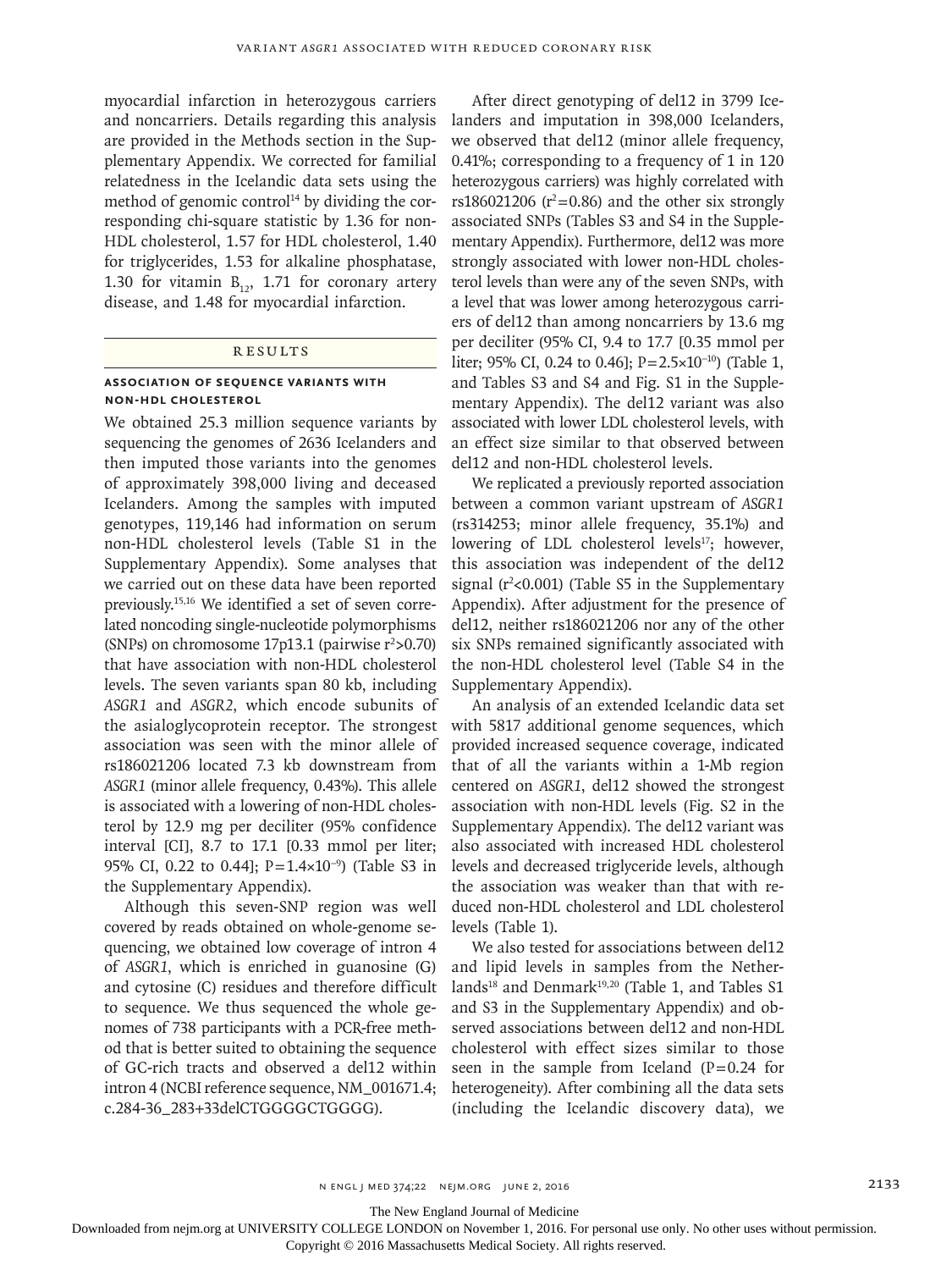myocardial infarction in heterozygous carriers and noncarriers. Details regarding this analysis are provided in the Methods section in the Supplementary Appendix. We corrected for familial relatedness in the Icelandic data sets using the method of genomic control[14] by dividing the corresponding chi-square statistic by 1.36 for non-HDL cholesterol, 1.57 for HDL cholesterol, 1.40 for triglycerides, 1.53 for alkaline phosphatase, 1.30 for vitamin $B_{12}$, 1.71 for coronary artery disease, and 1.48 for myocardial infarction.

## Results

### Association of Sequence Variants with Non-HDL Cholesterol

We obtained 25.3 million sequence variants by sequencing the genomes of 2636 Icelanders and then imputed those variants into the genomes of approximately 398,000 living and deceased Icelanders. Among the samples with imputed genotypes, 119,146 had information on serum non-HDL cholesterol levels (Table S1 in the Supplementary Appendix). Some analyses that we carried out on these data have been reported previously.[15,16] We identified a set of seven correlated noncoding single-nucleotide polymorphisms (SNPs) on chromosome 17p13.1 (pairwise $r^2$>0.70) that have association with non-HDL cholesterol levels. The seven variants span 80 kb, including *ASGR1* and *ASGR2*, which encode subunits of the asialoglycoprotein receptor. The strongest association was seen with the minor allele of rs186021206 located 7.3 kb downstream from *ASGR1* (minor allele frequency, 0.43%). This allele is associated with a lowering of non-HDL cholesterol by 12.9 mg per deciliter (95% confidence interval [CI], 8.7 to 17.1 [0.33 mmol per liter; 95% CI, 0.22 to 0.44]; $P=1.4\times10^{-9}$) (Table S3 in the Supplementary Appendix).

Although this seven-SNP region was well covered by reads obtained on whole-genome sequencing, we obtained low coverage of intron 4 of *ASGR1*, which is enriched in guanosine (G) and cytosine (C) residues and therefore difficult to sequence. We thus sequenced the whole genomes of 738 participants with a PCR-free method that is better suited to obtaining the sequence of GC-rich tracts and observed a del12 within intron 4 (NCBI reference sequence, NM_001671.4; c.284-36_283+33delCTGGGGCTGGGG).

After direct genotyping of del12 in 3799 Icelanders and imputation in 398,000 Icelanders, we observed that del12 (minor allele frequency, 0.41%; corresponding to a frequency of 1 in 120 heterozygous carriers) was highly correlated with rs186021206 ($r^2$=0.86) and the other six strongly associated SNPs (Tables S3 and S4 in the Supplementary Appendix). Furthermore, del12 was more strongly associated with lower non-HDL cholesterol levels than were any of the seven SNPs, with a level that was lower among heterozygous carriers of del12 than among noncarriers by 13.6 mg per deciliter (95% CI, 9.4 to 17.7 [0.35 mmol per liter; 95% CI, 0.24 to 0.46]; $P=2.5\times10^{-10}$) (Table 1, and Tables S3 and S4 and Fig. S1 in the Supplementary Appendix). The del12 variant was also associated with lower LDL cholesterol levels, with an effect size similar to that observed between del12 and non-HDL cholesterol levels.

We replicated a previously reported association between a common variant upstream of *ASGR1* (rs314253; minor allele frequency, 35.1%) and lowering of LDL cholesterol levels[17]; however, this association was independent of the del12 signal ($r^2$<0.001) (Table S5 in the Supplementary Appendix). After adjustment for the presence of del12, neither rs186021206 nor any of the other six SNPs remained significantly associated with the non-HDL cholesterol level (Table S4 in the Supplementary Appendix).

An analysis of an extended Icelandic data set with 5817 additional genome sequences, which provided increased sequence coverage, indicated that of all the variants within a 1-Mb region centered on *ASGR1*, del12 showed the strongest association with non-HDL levels (Fig. S2 in the Supplementary Appendix). The del12 variant was also associated with increased HDL cholesterol levels and decreased triglyceride levels, although the association was weaker than that with reduced non-HDL cholesterol and LDL cholesterol levels (Table 1).

We also tested for associations between del12 and lipid levels in samples from the Netherlands[18] and Denmark[19,20] (Table 1, and Tables S1 and S3 in the Supplementary Appendix) and observed associations between del12 and non-HDL cholesterol with effect sizes similar to those seen in the sample from Iceland (P=0.24 for heterogeneity). After combining all the data sets (including the Icelandic discovery data), we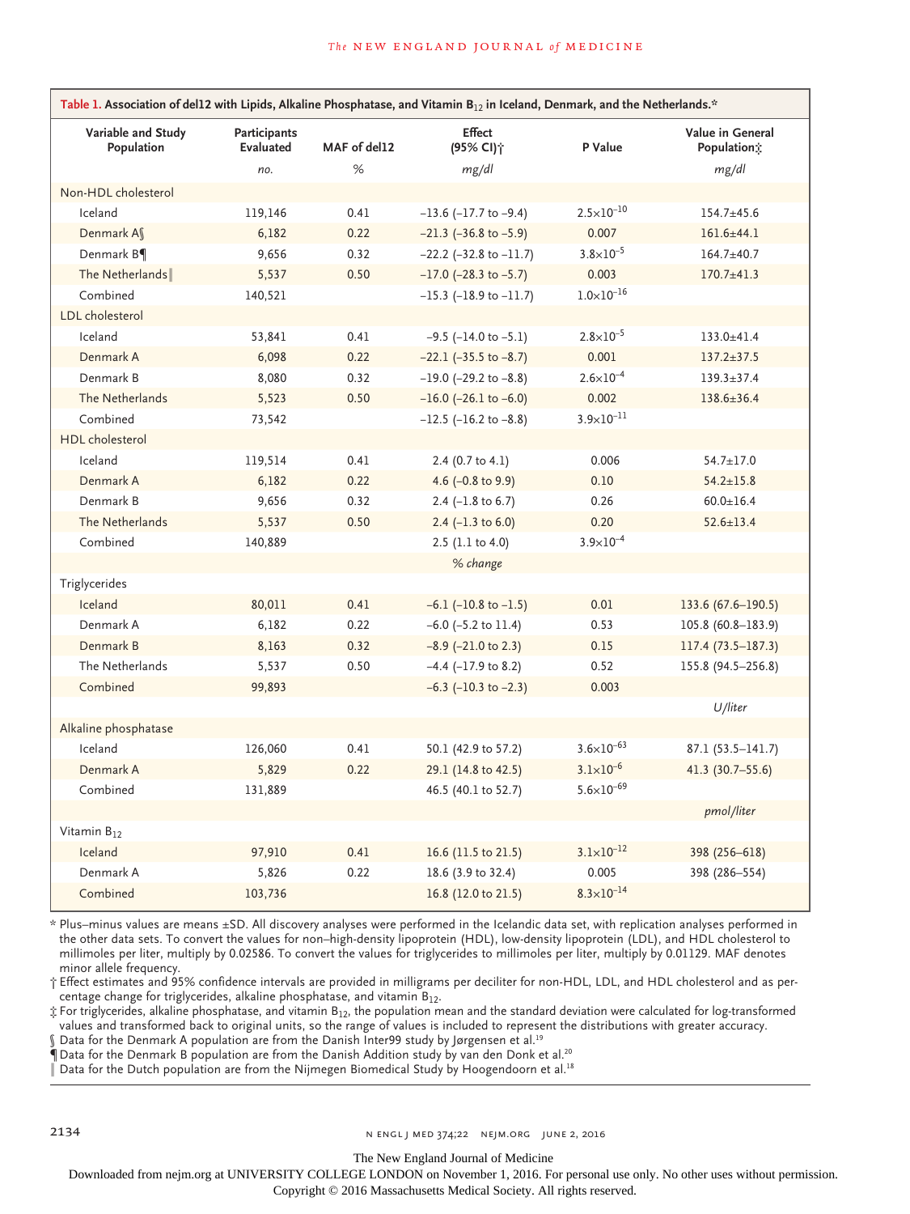**Table 1. Association of del12 with Lipids, Alkaline Phosphatase, and Vitamin $B_{12}$ in Iceland, Denmark, and the Netherlands.***

| Variable and Study Population | Participants Evaluated | MAF of del12 | Effect (95% CI)† | P Value | Value in General Population‡ |
|---|---|---|---|---|---|
| | *no.* | *%* | *mg/dl* | | *mg/dl* |
| Non-HDL cholesterol | | | | | |
| Iceland | 119,146 | 0.41 | −13.6 (−17.7 to −9.4) | $2.5 \times 10^{-10}$ | 154.7±45.6 |
| Denmark A§ | 6,182 | 0.22 | −21.3 (−36.8 to −5.9) | 0.007 | 161.6±44.1 |
| Denmark B¶ | 9,656 | 0.32 | −22.2 (−32.8 to −11.7) | $3.8 \times 10^{-5}$ | 164.7±40.7 |
| The Netherlands‖ | 5,537 | 0.50 | −17.0 (−28.3 to −5.7) | 0.003 | 170.7±41.3 |
| Combined | 140,521 | | −15.3 (−18.9 to −11.7) | $1.0 \times 10^{-16}$ | |
| LDL cholesterol | | | | | |
| Iceland | 53,841 | 0.41 | −9.5 (−14.0 to −5.1) | $2.8 \times 10^{-5}$ | 133.0±41.4 |
| Denmark A | 6,098 | 0.22 | −22.1 (−35.5 to −8.7) | 0.001 | 137.2±37.5 |
| Denmark B | 8,080 | 0.32 | −19.0 (−29.2 to −8.8) | $2.6 \times 10^{-4}$ | 139.3±37.4 |
| The Netherlands | 5,523 | 0.50 | −16.0 (−26.1 to −6.0) | 0.002 | 138.6±36.4 |
| Combined | 73,542 | | −12.5 (−16.2 to −8.8) | $3.9 \times 10^{-11}$ | |
| HDL cholesterol | | | | | |
| Iceland | 119,514 | 0.41 | 2.4 (0.7 to 4.1) | 0.006 | 54.7±17.0 |
| Denmark A | 6,182 | 0.22 | 4.6 (−0.8 to 9.9) | 0.10 | 54.2±15.8 |
| Denmark B | 9,656 | 0.32 | 2.4 (−1.8 to 6.7) | 0.26 | 60.0±16.4 |
| The Netherlands | 5,537 | 0.50 | 2.4 (−1.3 to 6.0) | 0.20 | 52.6±13.4 |
| Combined | 140,889 | | 2.5 (1.1 to 4.0) | $3.9 \times 10^{-4}$ | |
| | | | *% change* | | |
| Triglycerides | | | | | |
| Iceland | 80,011 | 0.41 | −6.1 (−10.8 to −1.5) | 0.01 | 133.6 (67.6–190.5) |
| Denmark A | 6,182 | 0.22 | −6.0 (−5.2 to 11.4) | 0.53 | 105.8 (60.8–183.9) |
| Denmark B | 8,163 | 0.32 | −8.9 (−21.0 to 2.3) | 0.15 | 117.4 (73.5–187.3) |
| The Netherlands | 5,537 | 0.50 | −4.4 (−17.9 to 8.2) | 0.52 | 155.8 (94.5–256.8) |
| Combined | 99,893 | | −6.3 (−10.3 to −2.3) | 0.003 | |
| | | | | | *U/liter* |
| Alkaline phosphatase | | | | | |
| Iceland | 126,060 | 0.41 | 50.1 (42.9 to 57.2) | $3.6 \times 10^{-63}$ | 87.1 (53.5–141.7) |
| Denmark A | 5,829 | 0.22 | 29.1 (14.8 to 42.5) | $3.1 \times 10^{-6}$ | 41.3 (30.7–55.6) |
| Combined | 131,889 | | 46.5 (40.1 to 52.7) | $5.6 \times 10^{-69}$ | |
| | | | | | *pmol/liter* |
| Vitamin $B_{12}$ | | | | | |
| Iceland | 97,910 | 0.41 | 16.6 (11.5 to 21.5) | $3.1 \times 10^{-12}$ | 398 (256–618) |
| Denmark A | 5,826 | 0.22 | 18.6 (3.9 to 32.4) | 0.005 | 398 (286–554) |
| Combined | 103,736 | | 16.8 (12.0 to 21.5) | $8.3 \times 10^{-14}$ | |

\* Plus–minus values are means ±SD. All discovery analyses were performed in the Icelandic data set, with replication analyses performed in the other data sets. To convert the values for non–high-density lipoprotein (HDL), low-density lipoprotein (LDL), and HDL cholesterol to millimoles per liter, multiply by 0.02586. To convert the values for triglycerides to millimoles per liter, multiply by 0.01129. MAF denotes minor allele frequency.

† Effect estimates and 95% confidence intervals are provided in milligrams per deciliter for non-HDL, LDL, and HDL cholesterol and as percentage change for triglycerides, alkaline phosphatase, and vitamin $B_{12}$.

‡ For triglycerides, alkaline phosphatase, and vitamin $B_{12}$, the population mean and the standard deviation were calculated for log-transformed values and transformed back to original units, so the range of values is included to represent the distributions with greater accuracy.

§ Data for the Denmark A population are from the Danish Inter99 study by Jørgensen et al.[19]

¶ Data for the Denmark B population are from the Danish Addition study by van den Donk et al.[20]

‖ Data for the Dutch population are from the Nijmegen Biomedical Study by Hoogendoorn et al.[18]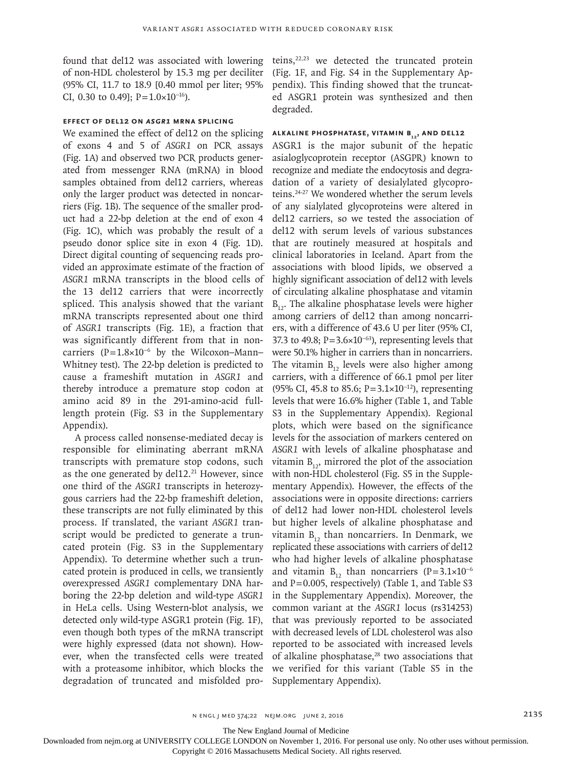found that del12 was associated with lowering of non-HDL cholesterol by 15.3 mg per deciliter (95% CI, 11.7 to 18.9 [0.40 mmol per liter; 95% CI, 0.30 to 0.49]; $P=1.0\times10^{-16}$).

### Effect of del12 on *ASGR1* mRNA Splicing

We examined the effect of del12 on the splicing of exons 4 and 5 of *ASGR1* on PCR assays (Fig. 1A) and observed two PCR products generated from messenger RNA (mRNA) in blood samples obtained from del12 carriers, whereas only the larger product was detected in noncarriers (Fig. 1B). The sequence of the smaller product had a 22-bp deletion at the end of exon 4 (Fig. 1C), which was probably the result of a pseudo donor splice site in exon 4 (Fig. 1D). Direct digital counting of sequencing reads provided an approximate estimate of the fraction of *ASGR1* mRNA transcripts in the blood cells of the 13 del12 carriers that were incorrectly spliced. This analysis showed that the variant mRNA transcripts represented about one third of *ASGR1* transcripts (Fig. 1E), a fraction that was significantly different from that in noncarriers ($P=1.8\times10^{-6}$ by the Wilcoxon–Mann–Whitney test). The 22-bp deletion is predicted to cause a frameshift mutation in *ASGR1* and thereby introduce a premature stop codon at amino acid 89 in the 291-amino-acid full-length protein (Fig. S3 in the Supplementary Appendix).

A process called nonsense-mediated decay is responsible for eliminating aberrant mRNA transcripts with premature stop codons, such as the one generated by del12.[21] However, since one third of the *ASGR1* transcripts in heterozygous carriers had the 22-bp frameshift deletion, these transcripts are not fully eliminated by this process. If translated, the variant *ASGR1* transcript would be predicted to generate a truncated protein (Fig. S3 in the Supplementary Appendix). To determine whether such a truncated protein is produced in cells, we transiently overexpressed *ASGR1* complementary DNA harboring the 22-bp deletion and wild-type *ASGR1* in HeLa cells. Using Western-blot analysis, we detected only wild-type ASGR1 protein (Fig. 1F), even though both types of the mRNA transcript were highly expressed (data not shown). However, when the transfected cells were treated with a proteasome inhibitor, which blocks the degradation of truncated and misfolded proteins,[22,23] we detected the truncated protein (Fig. 1F, and Fig. S4 in the Supplementary Appendix). This finding showed that the truncated ASGR1 protein was synthesized and then degraded.

### Alkaline Phosphatase, Vitamin $B_{12}$, and del12

ASGR1 is the major subunit of the hepatic asialoglycoprotein receptor (ASGPR) known to recognize and mediate the endocytosis and degradation of a variety of desialylated glycoproteins.[24-27] We wondered whether the serum levels of any sialylated glycoproteins were altered in del12 carriers, so we tested the association of del12 with serum levels of various substances that are routinely measured at hospitals and clinical laboratories in Iceland. Apart from the associations with blood lipids, we observed a highly significant association of del12 with levels of circulating alkaline phosphatase and vitamin $B_{12}$. The alkaline phosphatase levels were higher among carriers of del12 than among noncarriers, with a difference of 43.6 U per liter (95% CI, 37.3 to 49.8; $P=3.6\times10^{-63}$), representing levels that were 50.1% higher in carriers than in noncarriers. The vitamin $B_{12}$ levels were also higher among carriers, with a difference of 66.1 pmol per liter (95% CI, 45.8 to 85.6; $P=3.1\times10^{-12}$), representing levels that were 16.6% higher (Table 1, and Table S3 in the Supplementary Appendix). Regional plots, which were based on the significance levels for the association of markers centered on *ASGR1* with levels of alkaline phosphatase and vitamin $B_{12}$, mirrored the plot of the association with non-HDL cholesterol (Fig. S5 in the Supplementary Appendix). However, the effects of the associations were in opposite directions: carriers of del12 had lower non-HDL cholesterol levels but higher levels of alkaline phosphatase and vitamin $B_{12}$ than noncarriers. In Denmark, we replicated these associations with carriers of del12 who had higher levels of alkaline phosphatase and vitamin $B_{12}$ than noncarriers ($P=3.1\times10^{-6}$ and $P=0.005$, respectively) (Table 1, and Table S3 in the Supplementary Appendix). Moreover, the common variant at the *ASGR1* locus (rs314253) that was previously reported to be associated with decreased levels of LDL cholesterol was also reported to be associated with increased levels of alkaline phosphatase,[28] two associations that we verified for this variant (Table S5 in the Supplementary Appendix).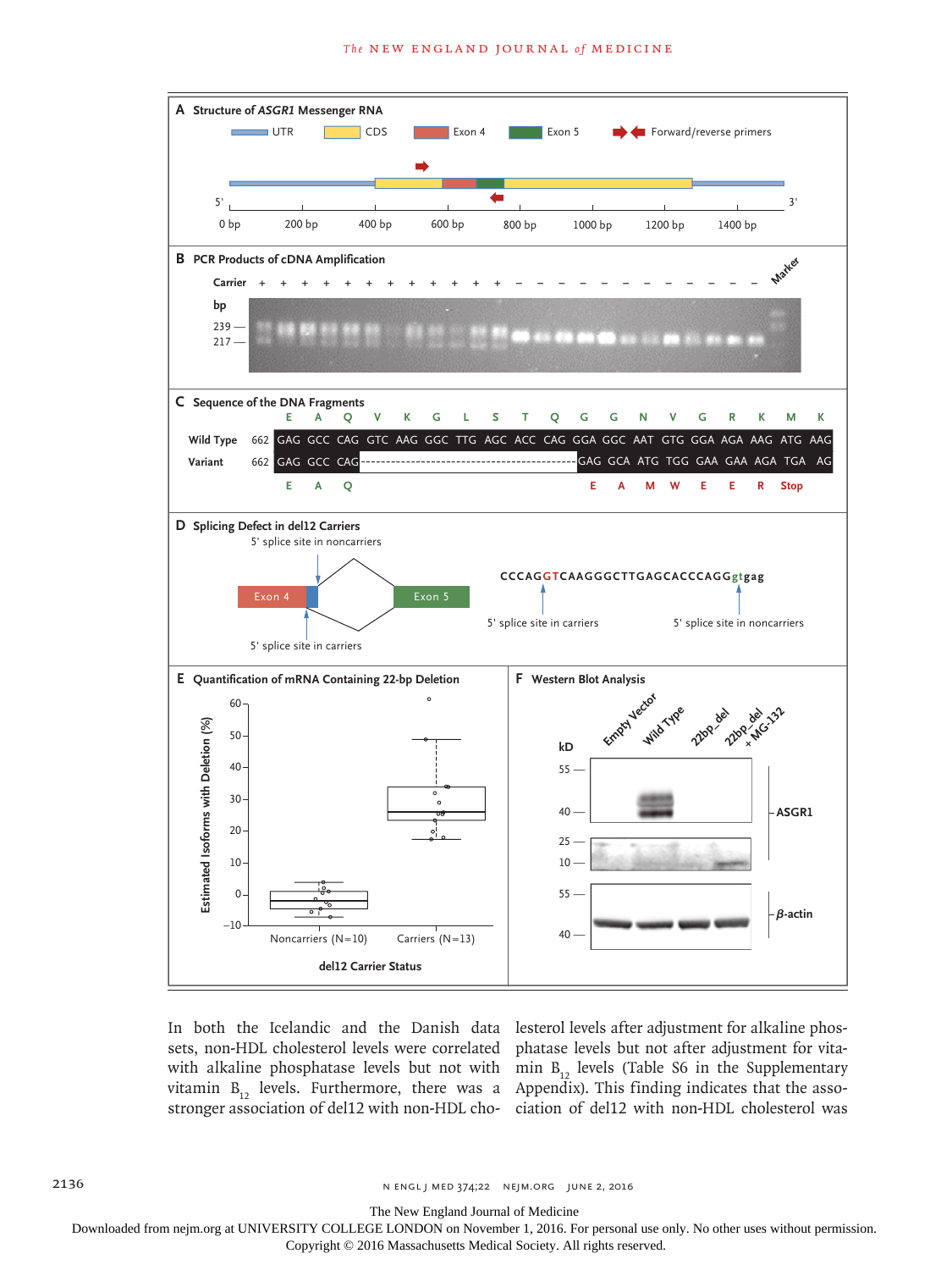In both the Icelandic and the Danish data sets, non-HDL cholesterol levels were correlated with alkaline phosphatase levels but not with vitamin $B_{12}$ levels. Furthermore, there was a stronger association of del12 with non-HDL cholesterol levels after adjustment for alkaline phosphatase levels but not after adjustment for vitamin $B_{12}$ levels (Table S6 in the Supplementary Appendix). This finding indicates that the association of del12 with non-HDL cholesterol was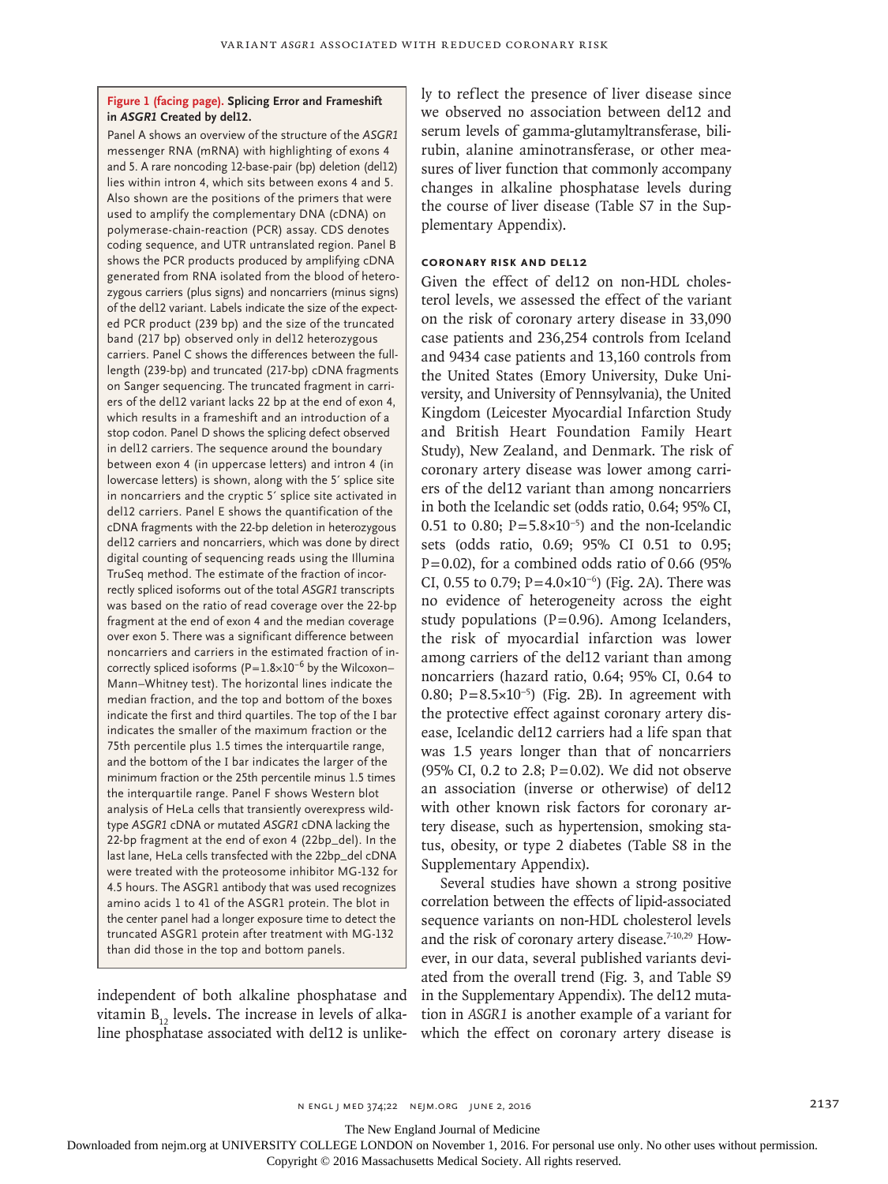**Figure 1 (facing page). Splicing Error and Frameshift in *ASGR1* Created by del12.**

Panel A shows an overview of the structure of the *ASGR1* messenger RNA (mRNA) with highlighting of exons 4 and 5. A rare noncoding 12-base-pair (bp) deletion (del12) lies within intron 4, which sits between exons 4 and 5. Also shown are the positions of the primers that were used to amplify the complementary DNA (cDNA) on polymerase-chain-reaction (PCR) assay. CDS denotes coding sequence, and UTR untranslated region. Panel B shows the PCR products produced by amplifying cDNA generated from RNA isolated from the blood of heterozygous carriers (plus signs) and noncarriers (minus signs) of the del12 variant. Labels indicate the size of the expected PCR product (239 bp) and the size of the truncated band (217 bp) observed only in del12 heterozygous carriers. Panel C shows the differences between the full-length (239-bp) and truncated (217-bp) cDNA fragments on Sanger sequencing. The truncated fragment in carriers of the del12 variant lacks 22 bp at the end of exon 4, which results in a frameshift and an introduction of a stop codon. Panel D shows the splicing defect observed in del12 carriers. The sequence around the boundary between exon 4 (in uppercase letters) and intron 4 (in lowercase letters) is shown, along with the 5′ splice site in noncarriers and the cryptic 5′ splice site activated in del12 carriers. Panel E shows the quantification of the cDNA fragments with the 22-bp deletion in heterozygous del12 carriers and noncarriers, which was done by direct digital counting of sequencing reads using the Illumina TruSeq method. The estimate of the fraction of incorrectly spliced isoforms out of the total *ASGR1* transcripts was based on the ratio of read coverage over the 22-bp fragment at the end of exon 4 and the median coverage over exon 5. There was a significant difference between noncarriers and carriers in the estimated fraction of incorrectly spliced isoforms ($P=1.8\times10^{-6}$ by the Wilcoxon–Mann–Whitney test). The horizontal lines indicate the median fraction, and the top and bottom of the boxes indicate the first and third quartiles. The top of the I bar indicates the smaller of the maximum fraction or the 75th percentile plus 1.5 times the interquartile range, and the bottom of the I bar indicates the larger of the minimum fraction or the 25th percentile minus 1.5 times the interquartile range. Panel F shows Western blot analysis of HeLa cells that transiently overexpress wild-type *ASGR1* cDNA or mutated *ASGR1* cDNA lacking the 22-bp fragment at the end of exon 4 (22bp_del). In the last lane, HeLa cells transfected with the 22bp_del cDNA were treated with the proteosome inhibitor MG-132 for 4.5 hours. The ASGR1 antibody that was used recognizes amino acids 1 to 41 of the ASGR1 protein. The blot in the center panel had a longer exposure time to detect the truncated ASGR1 protein after treatment with MG-132 than did those in the top and bottom panels.

independent of both alkaline phosphatase and vitamin $B_{12}$ levels. The increase in levels of alkaline phosphatase associated with del12 is unlikely to reflect the presence of liver disease since we observed no association between del12 and serum levels of gamma-glutamyltransferase, bilirubin, alanine aminotransferase, or other measures of liver function that commonly accompany changes in alkaline phosphatase levels during the course of liver disease (Table S7 in the Supplementary Appendix).

### CORONARY RISK AND DEL12

Given the effect of del12 on non-HDL cholesterol levels, we assessed the effect of the variant on the risk of coronary artery disease in 33,090 case patients and 236,254 controls from Iceland and 9434 case patients and 13,160 controls from the United States (Emory University, Duke University, and University of Pennsylvania), the United Kingdom (Leicester Myocardial Infarction Study and British Heart Foundation Family Heart Study), New Zealand, and Denmark. The risk of coronary artery disease was lower among carriers of the del12 variant than among noncarriers in both the Icelandic set (odds ratio, 0.64; 95% CI, 0.51 to 0.80; $P=5.8\times10^{-5}$) and the non-Icelandic sets (odds ratio, 0.69; 95% CI 0.51 to 0.95; $P=0.02$), for a combined odds ratio of 0.66 (95% CI, 0.55 to 0.79; $P=4.0\times10^{-6}$) (Fig. 2A). There was no evidence of heterogeneity across the eight study populations ($P=0.96$). Among Icelanders, the risk of myocardial infarction was lower among carriers of the del12 variant than among noncarriers (hazard ratio, 0.64; 95% CI, 0.64 to 0.80; $P=8.5\times10^{-5}$) (Fig. 2B). In agreement with the protective effect against coronary artery disease, Icelandic del12 carriers had a life span that was 1.5 years longer than that of noncarriers (95% CI, 0.2 to 2.8; $P=0.02$). We did not observe an association (inverse or otherwise) of del12 with other known risk factors for coronary artery disease, such as hypertension, smoking status, obesity, or type 2 diabetes (Table S8 in the Supplementary Appendix).

Several studies have shown a strong positive correlation between the effects of lipid-associated sequence variants on non-HDL cholesterol levels and the risk of coronary artery disease.[7-10,29] However, in our data, several published variants deviated from the overall trend (Fig. 3, and Table S9 in the Supplementary Appendix). The del12 mutation in *ASGR1* is another example of a variant for which the effect on coronary artery disease is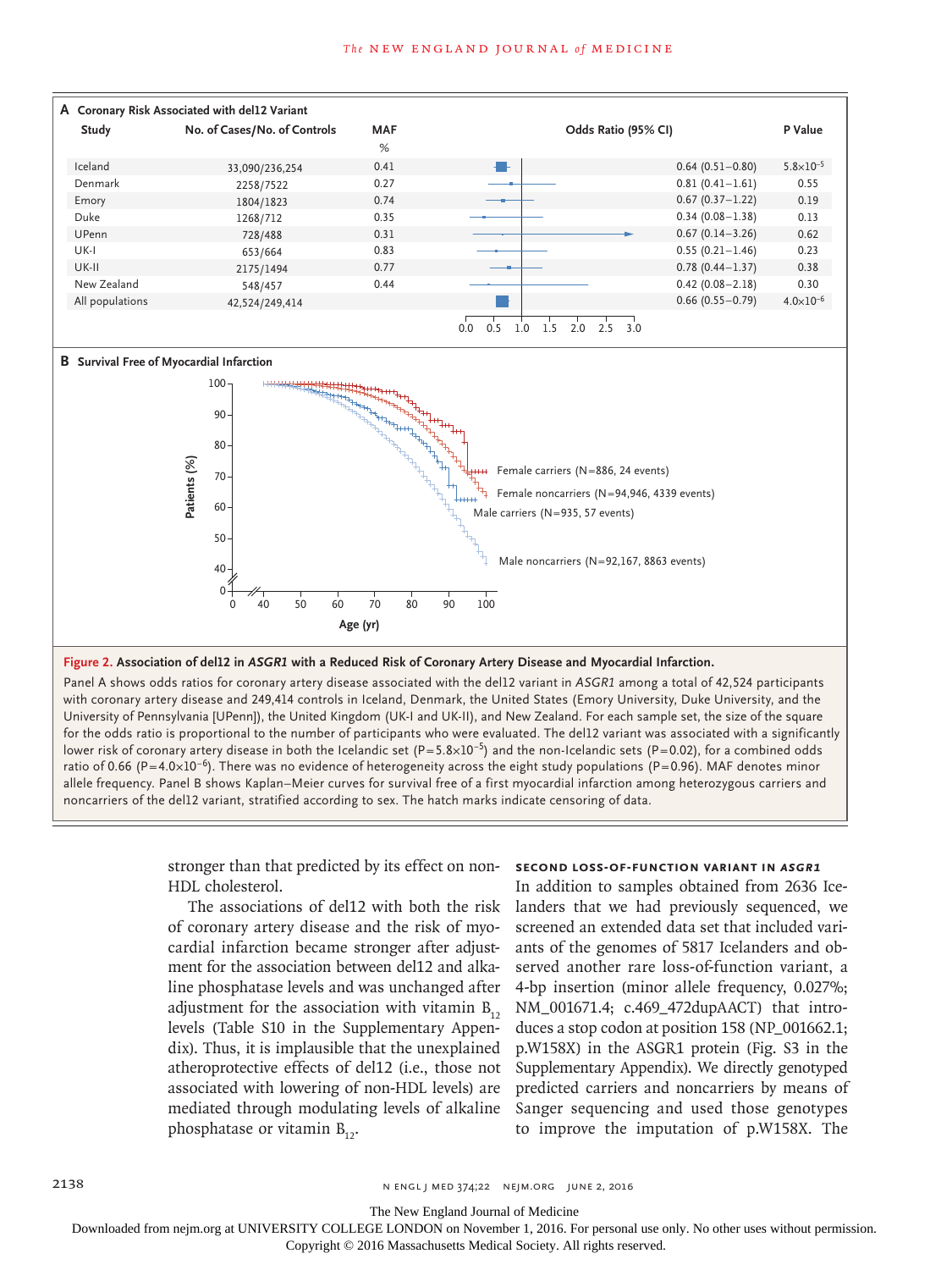**A Coronary Risk Associated with del12 Variant**

| Study | No. of Cases/No. of Controls | MAF % | Odds Ratio (95% CI) | P Value |
|---|---|---|---|---|
| Iceland | 33,090/236,254 | 0.41 | 0.64 (0.51–0.80) | $5.8{\times}10^{-5}$ |
| Denmark | 2258/7522 | 0.27 | 0.81 (0.41–1.61) | 0.55 |
| Emory | 1804/1823 | 0.74 | 0.67 (0.37–1.22) | 0.19 |
| Duke | 1268/712 | 0.35 | 0.34 (0.08–1.38) | 0.13 |
| UPenn | 728/488 | 0.31 | 0.67 (0.14–3.26) | 0.62 |
| UK-I | 653/664 | 0.83 | 0.55 (0.21–1.46) | 0.23 |
| UK-II | 2175/1494 | 0.77 | 0.78 (0.44–1.37) | 0.38 |
| New Zealand | 548/457 | 0.44 | 0.42 (0.08–2.18) | 0.30 |
| All populations | 42,524/249,414 | | 0.66 (0.55–0.79) | $4.0{\times}10^{-6}$ |

**B Survival Free of Myocardial Infarction**

Female carriers (N=886, 24 events); Female noncarriers (N=94,946, 4339 events); Male carriers (N=935, 57 events); Male noncarriers (N=92,167, 8863 events)

**Figure 2. Association of del12 in *ASGR1* with a Reduced Risk of Coronary Artery Disease and Myocardial Infarction.**

Panel A shows odds ratios for coronary artery disease associated with the del12 variant in *ASGR1* among a total of 42,524 participants with coronary artery disease and 249,414 controls in Iceland, Denmark, the United States (Emory University, Duke University, and the University of Pennsylvania [UPenn]), the United Kingdom (UK-I and UK-II), and New Zealand. For each sample set, the size of the square for the odds ratio is proportional to the number of participants who were evaluated. The del12 variant was associated with a significantly lower risk of coronary artery disease in both the Icelandic set ($P=5.8{\times}10^{-5}$) and the non-Icelandic sets (P=0.02), for a combined odds ratio of 0.66 ($P=4.0{\times}10^{-6}$). There was no evidence of heterogeneity across the eight study populations (P=0.96). MAF denotes minor allele frequency. Panel B shows Kaplan–Meier curves for survival free of a first myocardial infarction among heterozygous carriers and noncarriers of the del12 variant, stratified according to sex. The hatch marks indicate censoring of data.

stronger than that predicted by its effect on non-HDL cholesterol.

The associations of del12 with both the risk of coronary artery disease and the risk of myocardial infarction became stronger after adjustment for the association between del12 and alkaline phosphatase levels and was unchanged after adjustment for the association with vitamin $B_{12}$ levels (Table S10 in the Supplementary Appendix). Thus, it is implausible that the unexplained atheroprotective effects of del12 (i.e., those not associated with lowering of non-HDL levels) are mediated through modulating levels of alkaline phosphatase or vitamin $B_{12}$.

### SECOND LOSS-OF-FUNCTION VARIANT IN *ASGR1*

In addition to samples obtained from 2636 Icelanders that we had previously sequenced, we screened an extended data set that included variants of the genomes of 5817 Icelanders and observed another rare loss-of-function variant, a 4-bp insertion (minor allele frequency, 0.027%; NM_001671.4; c.469_472dupAACT) that introduces a stop codon at position 158 (NP_001662.1; p.W158X) in the ASGR1 protein (Fig. S3 in the Supplementary Appendix). We directly genotyped predicted carriers and noncarriers by means of Sanger sequencing and used those genotypes to improve the imputation of p.W158X. The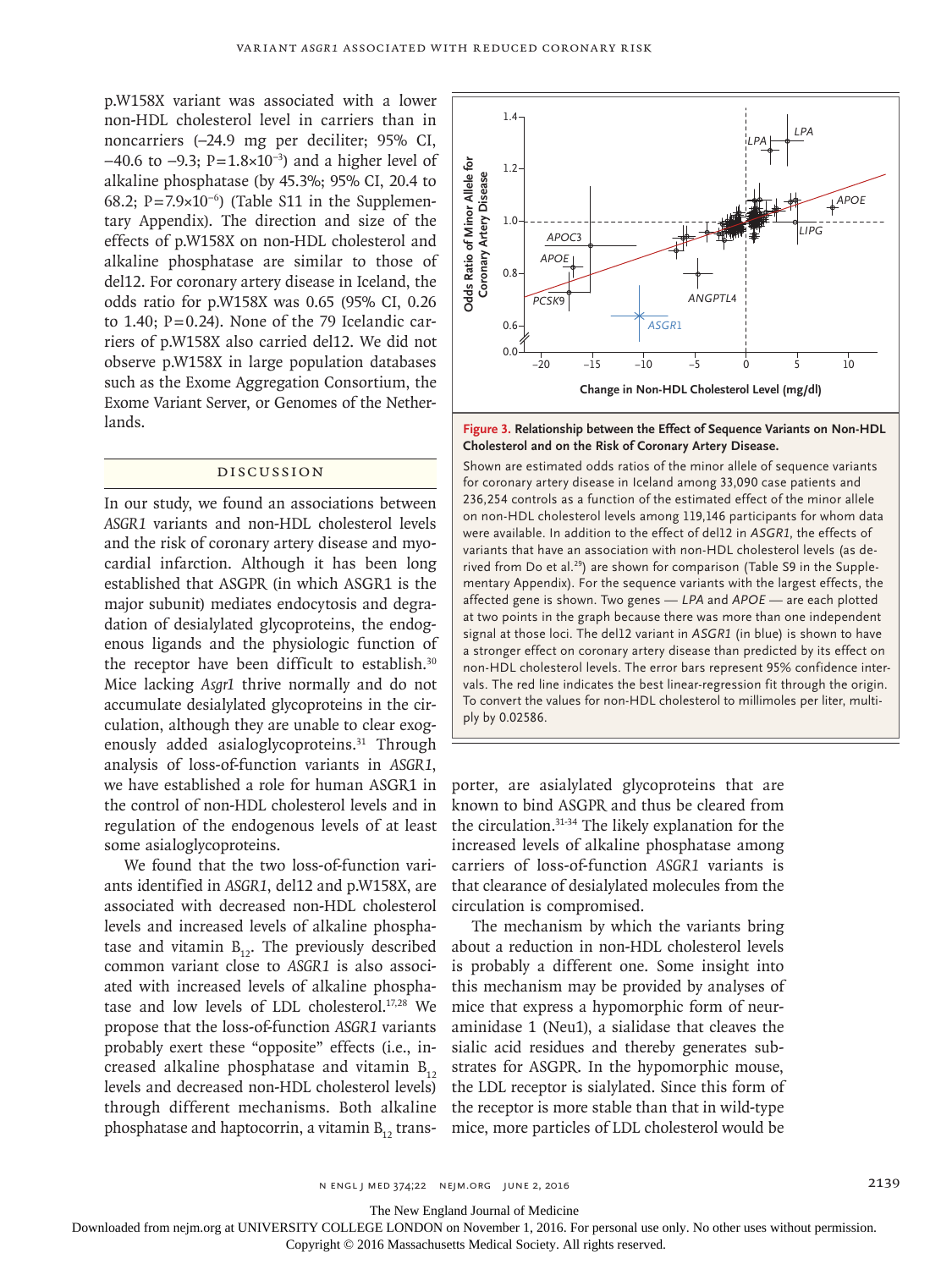p.W158X variant was associated with a lower non-HDL cholesterol level in carriers than in noncarriers (−24.9 mg per deciliter; 95% CI, −40.6 to −9.3; $P=1.8\times10^{-3}$) and a higher level of alkaline phosphatase (by 45.3%; 95% CI, 20.4 to 68.2; $P=7.9\times10^{-6}$) (Table S11 in the Supplementary Appendix). The direction and size of the effects of p.W158X on non-HDL cholesterol and alkaline phosphatase are similar to those of del12. For coronary artery disease in Iceland, the odds ratio for p.W158X was 0.65 (95% CI, 0.26 to 1.40; P=0.24). None of the 79 Icelandic carriers of p.W158X also carried del12. We did not observe p.W158X in large population databases such as the Exome Aggregation Consortium, the Exome Variant Server, or Genomes of the Netherlands.

**Figure 3. Relationship between the Effect of Sequence Variants on Non-HDL Cholesterol and on the Risk of Coronary Artery Disease.**

Shown are estimated odds ratios of the minor allele of sequence variants for coronary artery disease in Iceland among 33,090 case patients and 236,254 controls as a function of the estimated effect of the minor allele on non-HDL cholesterol levels among 119,146 participants for whom data were available. In addition to the effect of del12 in *ASGR1*, the effects of variants that have an association with non-HDL cholesterol levels (as derived from Do et al.[29]) are shown for comparison (Table S9 in the Supplementary Appendix). For the sequence variants with the largest effects, the affected gene is shown. Two genes — *LPA* and *APOE* — are each plotted at two points in the graph because there was more than one independent signal at those loci. The del12 variant in *ASGR1* (in blue) is shown to have a stronger effect on coronary artery disease than predicted by its effect on non-HDL cholesterol levels. The error bars represent 95% confidence intervals. The red line indicates the best linear-regression fit through the origin. To convert the values for non-HDL cholesterol to millimoles per liter, multiply by 0.02586.

## DISCUSSION

In our study, we found an associations between *ASGR1* variants and non-HDL cholesterol levels and the risk of coronary artery disease and myocardial infarction. Although it has been long established that ASGPR (in which ASGR1 is the major subunit) mediates endocytosis and degradation of desialylated glycoproteins, the endogenous ligands and the physiologic function of the receptor have been difficult to establish.[30] Mice lacking *Asgr1* thrive normally and do not accumulate desialylated glycoproteins in the circulation, although they are unable to clear exogenously added asialoglycoproteins.[31] Through analysis of loss-of-function variants in *ASGR1*, we have established a role for human ASGR1 in the control of non-HDL cholesterol levels and in regulation of the endogenous levels of at least some asialoglycoproteins.

We found that the two loss-of-function variants identified in *ASGR1*, del12 and p.W158X, are associated with decreased non-HDL cholesterol levels and increased levels of alkaline phosphatase and vitamin $B_{12}$. The previously described common variant close to *ASGR1* is also associated with increased levels of alkaline phosphatase and low levels of LDL cholesterol.[17,28] We propose that the loss-of-function *ASGR1* variants probably exert these "opposite" effects (i.e., increased alkaline phosphatase and vitamin $B_{12}$ levels and decreased non-HDL cholesterol levels) through different mechanisms. Both alkaline phosphatase and haptocorrin, a vitamin $B_{12}$ transporter, are asialylated glycoproteins that are known to bind ASGPR and thus be cleared from the circulation.[31-34] The likely explanation for the increased levels of alkaline phosphatase among carriers of loss-of-function *ASGR1* variants is that clearance of desialylated molecules from the circulation is compromised.

The mechanism by which the variants bring about a reduction in non-HDL cholesterol levels is probably a different one. Some insight into this mechanism may be provided by analyses of mice that express a hypomorphic form of neuraminidase 1 (Neu1), a sialidase that cleaves the sialic acid residues and thereby generates substrates for ASGPR. In the hypomorphic mouse, the LDL receptor is sialylated. Since this form of the receptor is more stable than that in wild-type mice, more particles of LDL cholesterol would be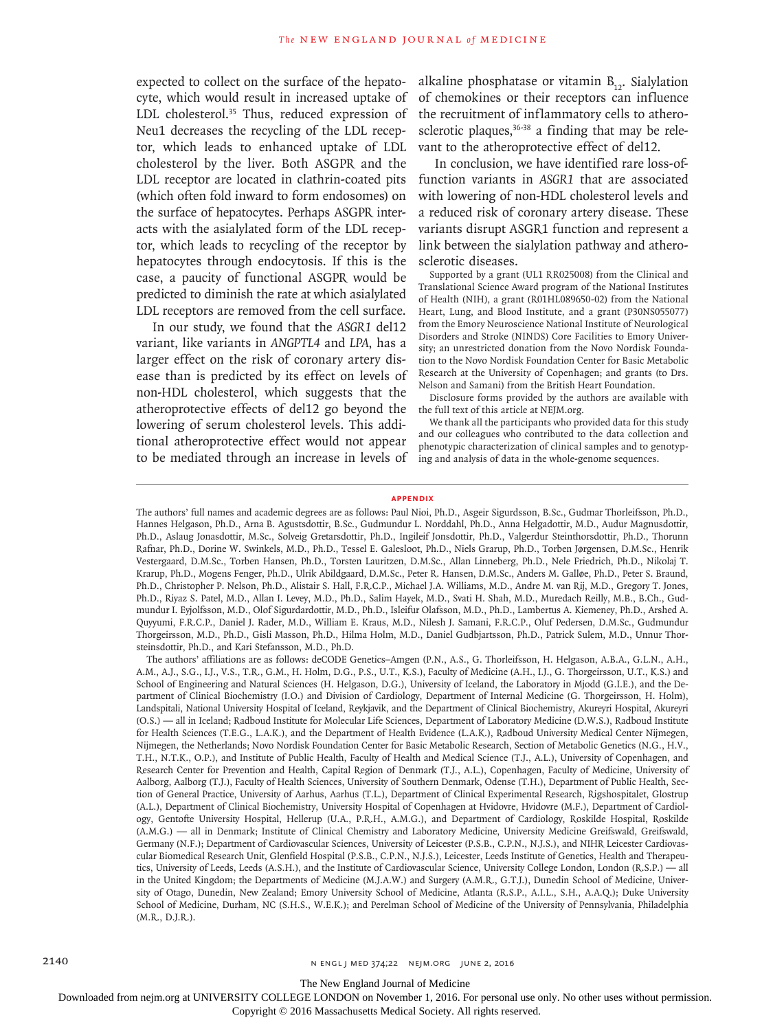expected to collect on the surface of the hepatocyte, which would result in increased uptake of LDL cholesterol.[35] Thus, reduced expression of Neu1 decreases the recycling of the LDL receptor, which leads to enhanced uptake of LDL cholesterol by the liver. Both ASGPR and the LDL receptor are located in clathrin-coated pits (which often fold inward to form endosomes) on the surface of hepatocytes. Perhaps ASGPR interacts with the asialylated form of the LDL receptor, which leads to recycling of the receptor by hepatocytes through endocytosis. If this is the case, a paucity of functional ASGPR would be predicted to diminish the rate at which asialylated LDL receptors are removed from the cell surface.

In our study, we found that the *ASGR1* del12 variant, like variants in *ANGPTL4* and *LPA*, has a larger effect on the risk of coronary artery disease than is predicted by its effect on levels of non-HDL cholesterol, which suggests that the atheroprotective effects of del12 go beyond the lowering of serum cholesterol levels. This additional atheroprotective effect would not appear to be mediated through an increase in levels of alkaline phosphatase or vitamin $B_{12}$. Sialylation of chemokines or their receptors can influence the recruitment of inflammatory cells to atherosclerotic plaques,[36-38] a finding that may be relevant to the atheroprotective effect of del12.

In conclusion, we have identified rare loss-of-function variants in *ASGR1* that are associated with lowering of non-HDL cholesterol levels and a reduced risk of coronary artery disease. These variants disrupt ASGR1 function and represent a link between the sialylation pathway and atherosclerotic diseases.

Supported by a grant (UL1 RR025008) from the Clinical and Translational Science Award program of the National Institutes of Health (NIH), a grant (R01HL089650-02) from the National Heart, Lung, and Blood Institute, and a grant (P30NS055077) from the Emory Neuroscience National Institute of Neurological Disorders and Stroke (NINDS) Core Facilities to Emory University; an unrestricted donation from the Novo Nordisk Foundation to the Novo Nordisk Foundation Center for Basic Metabolic Research at the University of Copenhagen; and grants (to Drs. Nelson and Samani) from the British Heart Foundation.

Disclosure forms provided by the authors are available with the full text of this article at NEJM.org.

We thank all the participants who provided data for this study and our colleagues who contributed to the data collection and phenotypic characterization of clinical samples and to genotyping and analysis of data in the whole-genome sequences.

## APPENDIX

The authors' full names and academic degrees are as follows: Paul Nioi, Ph.D., Asgeir Sigurdsson, B.Sc., Gudmar Thorleifsson, Ph.D., Hannes Helgason, Ph.D., Arna B. Agustsdottir, B.Sc., Gudmundur L. Norddahl, Ph.D., Anna Helgadottir, M.D., Audur Magnusdottir, Ph.D., Aslaug Jonasdottir, M.Sc., Solveig Gretarsdottir, Ph.D., Ingileif Jonsdottir, Ph.D., Valgerdur Steinthorsdottir, Ph.D., Thorunn Rafnar, Ph.D., Dorine W. Swinkels, M.D., Ph.D., Tessel E. Galesloot, Ph.D., Niels Grarup, Ph.D., Torben Jørgensen, D.M.Sc., Henrik Vestergaard, D.M.Sc., Torben Hansen, Ph.D., Torsten Lauritzen, D.M.Sc., Allan Linneberg, Ph.D., Nele Friedrich, Ph.D., Nikolaj T. Krarup, Ph.D., Mogens Fenger, Ph.D., Ulrik Abildgaard, D.M.Sc., Peter R. Hansen, D.M.Sc., Anders M. Galløe, Ph.D., Peter S. Braund, Ph.D., Christopher P. Nelson, Ph.D., Alistair S. Hall, F.R.C.P., Michael J.A. Williams, M.D., Andre M. van Rij, M.D., Gregory T. Jones, Ph.D., Riyaz S. Patel, M.D., Allan I. Levey, M.D., Ph.D., Salim Hayek, M.D., Svati H. Shah, M.D., Muredach Reilly, M.B., B.Ch., Gudmundur I. Eyjolfsson, M.D., Olof Sigurdardottir, M.D., Ph.D., Isleifur Olafsson, M.D., Ph.D., Lambertus A. Kiemeney, Ph.D., Arshed A. Quyyumi, F.R.C.P., Daniel J. Rader, M.D., William E. Kraus, M.D., Nilesh J. Samani, F.R.C.P., Oluf Pedersen, D.M.Sc., Gudmundur Thorgeirsson, M.D., Ph.D., Gisli Masson, Ph.D., Hilma Holm, M.D., Daniel Gudbjartsson, Ph.D., Patrick Sulem, M.D., Unnur Thorsteinsdottir, Ph.D., and Kari Stefansson, M.D., Ph.D.

The authors' affiliations are as follows: deCODE Genetics–Amgen (P.N., A.S., G. Thorleifsson, H. Helgason, A.B.A., G.L.N., A.H., A.M., A.J., S.G., I.J., V.S., T.R., G.M., H. Holm, D.G., P.S., U.T., K.S.), Faculty of Medicine (A.H., I.J., G. Thorgeirsson, U.T., K.S.) and School of Engineering and Natural Sciences (H. Helgason, D.G.), University of Iceland, the Laboratory in Mjodd (G.I.E.), and the Department of Clinical Biochemistry (I.O.) and Division of Cardiology, Department of Internal Medicine (G. Thorgeirsson, H. Holm), Landspitali, National University Hospital of Iceland, Reykjavik, and the Department of Clinical Biochemistry, Akureyri Hospital, Akureyri (O.S.) — all in Iceland; Radboud Institute for Molecular Life Sciences, Department of Laboratory Medicine (D.W.S.), Radboud Institute for Health Sciences (T.E.G., L.A.K.), and the Department of Health Evidence (L.A.K.), Radboud University Medical Center Nijmegen, Nijmegen, the Netherlands; Novo Nordisk Foundation Center for Basic Metabolic Research, Section of Metabolic Genetics (N.G., H.V., T.H., N.T.K., O.P.), and Institute of Public Health, Faculty of Health and Medical Science (T.J., A.L.), University of Copenhagen, and Research Center for Prevention and Health, Capital Region of Denmark (T.J., A.L.), Copenhagen, Faculty of Medicine, University of Aalborg, Aalborg (T.J.), Faculty of Health Sciences, University of Southern Denmark, Odense (T.H.), Department of Public Health, Section of General Practice, University of Aarhus, Aarhus (T.L.), Department of Clinical Experimental Research, Rigshospitalet, Glostrup (A.L.), Department of Clinical Biochemistry, University Hospital of Copenhagen at Hvidovre, Hvidovre (M.F.), Department of Cardiology, Gentofte University Hospital, Hellerup (U.A., P.R.H., A.M.G.), and Department of Cardiology, Roskilde Hospital, Roskilde (A.M.G.) — all in Denmark; Institute of Clinical Chemistry and Laboratory Medicine, University Medicine Greifswald, Greifswald, Germany (N.F.); Department of Cardiovascular Sciences, University of Leicester (P.S.B., C.P.N., N.J.S.), and NIHR Leicester Cardiovascular Biomedical Research Unit, Glenfield Hospital (P.S.B., C.P.N., N.J.S.), Leicester, Leeds Institute of Genetics, Health and Therapeutics, University of Leeds, Leeds (A.S.H.), and the Institute of Cardiovascular Science, University College London, London (R.S.P.) — all in the United Kingdom; the Departments of Medicine (M.J.A.W.) and Surgery (A.M.R., G.T.J.), Dunedin School of Medicine, University of Otago, Dunedin, New Zealand; Emory University School of Medicine, Atlanta (R.S.P., A.I.L., S.H., A.A.Q.); Duke University School of Medicine, Durham, NC (S.H.S., W.E.K.); and Perelman School of Medicine of the University of Pennsylvania, Philadelphia (M.R., D.J.R.).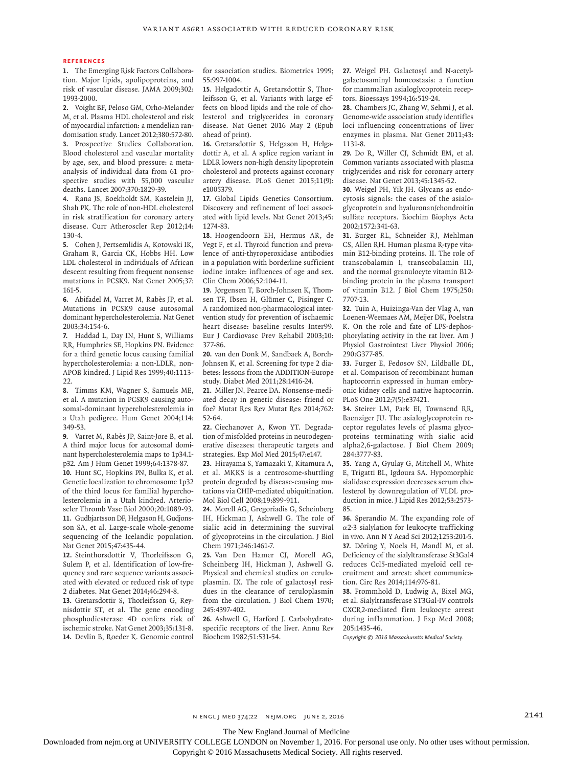## References

1. The Emerging Risk Factors Collaboration. Major lipids, apolipoproteins, and risk of vascular disease. JAMA 2009;302:1993-2000.
2. Voight BF, Peloso GM, Orho-Melander M, et al. Plasma HDL cholesterol and risk of myocardial infarction: a mendelian randomisation study. Lancet 2012;380:572-80.
3. Prospective Studies Collaboration. Blood cholesterol and vascular mortality by age, sex, and blood pressure: a meta-analysis of individual data from 61 prospective studies with 55,000 vascular deaths. Lancet 2007;370:1829-39.
4. Rana JS, Boekholdt SM, Kastelein JJ, Shah PK. The role of non-HDL cholesterol in risk stratification for coronary artery disease. Curr Atheroscler Rep 2012;14:130-4.
5. Cohen J, Pertsemlidis A, Kotowski IK, Graham R, Garcia CK, Hobbs HH. Low LDL cholesterol in individuals of African descent resulting from frequent nonsense mutations in PCSK9. Nat Genet 2005;37:161-5.
6. Abifadel M, Varret M, Rabès JP, et al. Mutations in PCSK9 cause autosomal dominant hypercholesterolemia. Nat Genet 2003;34:154-6.
7. Haddad L, Day IN, Hunt S, Williams RR, Humphries SE, Hopkins PN. Evidence for a third genetic locus causing familial hypercholesterolemia: a non-LDLR, non-APOB kindred. J Lipid Res 1999;40:1113-22.
8. Timms KM, Wagner S, Samuels ME, et al. A mutation in PCSK9 causing autosomal-dominant hypercholesterolemia in a Utah pedigree. Hum Genet 2004;114:349-53.
9. Varret M, Rabès JP, Saint-Jore B, et al. A third major locus for autosomal dominant hypercholesterolemia maps to 1p34.1-p32. Am J Hum Genet 1999;64:1378-87.
10. Hunt SC, Hopkins PN, Bulka K, et al. Genetic localization to chromosome 1p32 of the third locus for familial hypercholesterolemia in a Utah kindred. Arterioscler Thromb Vasc Biol 2000;20:1089-93.
11. Gudbjartsson DF, Helgason H, Gudjonsson SA, et al. Large-scale whole-genome sequencing of the Icelandic population. Nat Genet 2015;47:435-44.
12. Steinthorsdottir V, Thorleifsson G, Sulem P, et al. Identification of low-frequency and rare sequence variants associated with elevated or reduced risk of type 2 diabetes. Nat Genet 2014;46:294-8.
13. Gretarsdottir S, Thorleifsson G, Reynisdottir ST, et al. The gene encoding phosphodiesterase 4D confers risk of ischemic stroke. Nat Genet 2003;35:131-8.
14. Devlin B, Roeder K. Genomic control for association studies. Biometrics 1999;55:997-1004.
15. Helgadottir A, Gretarsdottir S, Thorleifsson G, et al. Variants with large effects on blood lipids and the role of cholesterol and triglycerides in coronary disease. Nat Genet 2016 May 2 (Epub ahead of print).
16. Gretarsdottir S, Helgason H, Helgadottir A, et al. A splice region variant in LDLR lowers non-high density lipoprotein cholesterol and protects against coronary artery disease. PLoS Genet 2015;11(9):e1005379.
17. Global Lipids Genetics Consortium. Discovery and refinement of loci associated with lipid levels. Nat Genet 2013;45:1274-83.
18. Hoogendoorn EH, Hermus AR, de Vegt F, et al. Thyroid function and prevalence of anti-thyroperoxidase antibodies in a population with borderline sufficient iodine intake: influences of age and sex. Clin Chem 2006;52:104-11.
19. Jørgensen T, Borch-Johnsen K, Thomsen TF, Ibsen H, Glümer C, Pisinger C. A randomized non-pharmacological intervention study for prevention of ischaemic heart disease: baseline results Inter99. Eur J Cardiovasc Prev Rehabil 2003;10:377-86.
20. van den Donk M, Sandbaek A, Borch-Johnsen K, et al. Screening for type 2 diabetes: lessons from the ADDITION-Europe study. Diabet Med 2011;28:1416-24.
21. Miller JN, Pearce DA. Nonsense-mediated decay in genetic disease: friend or foe? Mutat Res Rev Mutat Res 2014;762:52-64.
22. Ciechanover A, Kwon YT. Degradation of misfolded proteins in neurodegenerative diseases: therapeutic targets and strategies. Exp Mol Med 2015;47:e147.
23. Hirayama S, Yamazaki Y, Kitamura A, et al. MKKS is a centrosome-shuttling protein degraded by disease-causing mutations via CHIP-mediated ubiquitination. Mol Biol Cell 2008;19:899-911.
24. Morell AG, Gregoriadis G, Scheinberg IH, Hickman J, Ashwell G. The role of sialic acid in determining the survival of glycoproteins in the circulation. J Biol Chem 1971;246:1461-7.
25. Van Den Hamer CJ, Morell AG, Scheinberg IH, Hickman J, Ashwell G. Physical and chemical studies on ceruloplasmin. IX. The role of galactosyl residues in the clearance of ceruloplasmin from the circulation. J Biol Chem 1970;245:4397-402.
26. Ashwell G, Harford J. Carbohydrate-specific receptors of the liver. Annu Rev Biochem 1982;51:531-54.
27. Weigel PH. Galactosyl and N-acetylgalactosaminyl homeostasis: a function for mammalian asialoglycoprotein receptors. Bioessays 1994;16:519-24.
28. Chambers JC, Zhang W, Sehmi J, et al. Genome-wide association study identifies loci influencing concentrations of liver enzymes in plasma. Nat Genet 2011;43:1131-8.
29. Do R, Willer CJ, Schmidt EM, et al. Common variants associated with plasma triglycerides and risk for coronary artery disease. Nat Genet 2013;45:1345-52.
30. Weigel PH, Yik JH. Glycans as endocytosis signals: the cases of the asialoglycoprotein and hyaluronan/chondroitin sulfate receptors. Biochim Biophys Acta 2002;1572:341-63.
31. Burger RL, Schneider RJ, Mehlman CS, Allen RH. Human plasma R-type vitamin B12-binding proteins. II. The role of transcobalamin I, transcobalamin III, and the normal granulocyte vitamin B12-binding protein in the plasma transport of vitamin B12. J Biol Chem 1975;250:7707-13.
32. Tuin A, Huizinga-Van der Vlag A, van Loenen-Weemaes AM, Meijer DK, Poelstra K. On the role and fate of LPS-dephosphorylating activity in the rat liver. Am J Physiol Gastrointest Liver Physiol 2006;290:G377-85.
33. Furger E, Fedosov SN, Lildballe DL, et al. Comparison of recombinant human haptocorrin expressed in human embryonic kidney cells and native haptocorrin. PLoS One 2012;7(5):e37421.
34. Steirer LM, Park EI, Townsend RR, Baenziger JU. The asialoglycoprotein receptor regulates levels of plasma glycoproteins terminating with sialic acid alpha2,6-galactose. J Biol Chem 2009;284:3777-83.
35. Yang A, Gyulay G, Mitchell M, White E, Trigatti BL, Igdoura SA. Hypomorphic sialidase expression decreases serum cholesterol by downregulation of VLDL production in mice. J Lipid Res 2012;53:2573-85.
36. Sperandio M. The expanding role of $\alpha$2-3 sialylation for leukocyte trafficking in vivo. Ann N Y Acad Sci 2012;1253:201-5.
37. Döring Y, Noels H, Mandl M, et al. Deficiency of the sialyltransferase St3Gal4 reduces Ccl5-mediated myeloid cell recruitment and arrest: short communication. Circ Res 2014;114:976-81.
38. Frommhold D, Ludwig A, Bixel MG, et al. Sialyltransferase ST3Gal-IV controls CXCR2-mediated firm leukocyte arrest during inflammation. J Exp Med 2008;205:1435-46.

*Copyright © 2016 Massachusetts Medical Society.*